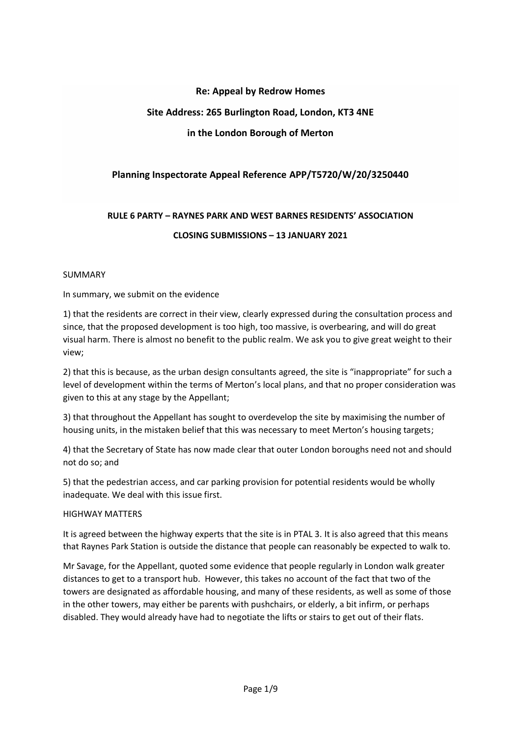**Re: Appeal by Redrow Homes**

**Site Address: 265 Burlington Road, London, KT3 4NE**

**in the London Borough of Merton**

**Planning Inspectorate Appeal Reference APP/T5720/W/20/3250440**

**RULE 6 PARTY – RAYNES PARK AND WEST BARNES RESIDENTS' ASSOCIATION**

**CLOSING SUBMISSIONS – 13 JANUARY 2021**

SUMMARY

In summary, we submit on the evidence

1) that the residents are correct in their view, clearly expressed during the consultation process and since, that the proposed development is too high, too massive, is overbearing, and will do great visual harm. There is almost no benefit to the public realm. We ask you to give great weight to their view;

2) that this is because, as the urban design consultants agreed, the site is "inappropriate" for such a level of development within the terms of Merton's local plans, and that no proper consideration was given to this at any stage by the Appellant;

3) that throughout the Appellant has sought to overdevelop the site by maximising the number of housing units, in the mistaken belief that this was necessary to meet Merton's housing targets;

4) that the Secretary of State has now made clear that outer London boroughs need not and should not do so; and

5) that the pedestrian access, and car parking provision for potential residents would be wholly inadequate. We deal with this issue first.

HIGHWAY MATTERS

It is agreed between the highway experts that the site is in PTAL 3. It is also agreed that this means that Raynes Park Station is outside the distance that people can reasonably be expected to walk to.

Mr Savage, for the Appellant, quoted some evidence that people regularly in London walk greater distances to get to a transport hub. However, this takes no account of the fact that two of the towers are designated as affordable housing, and many of these residents, as well as some of those in the other towers, may either be parents with pushchairs, or elderly, a bit infirm, or perhaps disabled. They would already have had to negotiate the lifts or stairs to get out of their flats.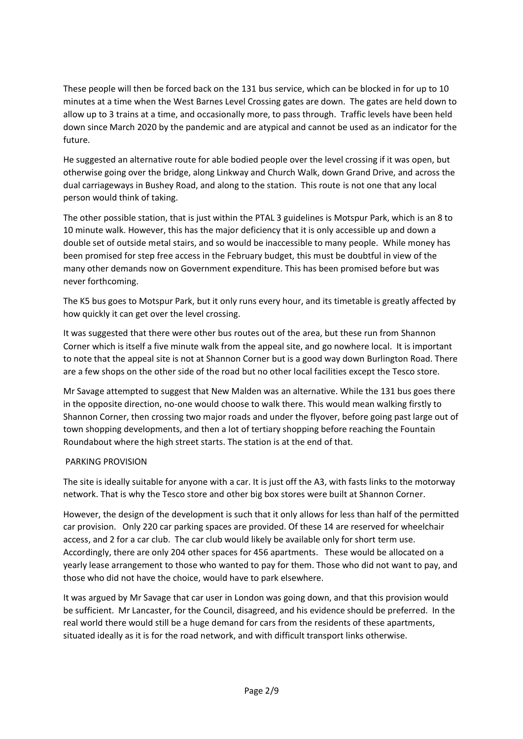These people will then be forced back on the 131 bus service, which can be blocked in for up to 10 minutes at a time when the West Barnes Level Crossing gates are down. The gates are held down to allow up to 3 trains at a time, and occasionally more, to pass through. Traffic levels have been held down since March 2020 by the pandemic and are atypical and cannot be used as an indicator for the future.

He suggested an alternative route for able bodied people over the level crossing if it was open, but otherwise going over the bridge, along Linkway and Church Walk, down Grand Drive, and across the dual carriageways in Bushey Road, and along to the station. This route is not one that any local person would think of taking.

The other possible station, that is just within the PTAL 3 guidelines is Motspur Park, which is an 8 to 10 minute walk. However, this has the major deficiency that it is only accessible up and down a double set of outside metal stairs, and so would be inaccessible to many people. While money has been promised for step free access in the February budget, this must be doubtful in view of the many other demands now on Government expenditure. This has been promised before but was never forthcoming.

The K5 bus goes to Motspur Park, but it only runs every hour, and its timetable is greatly affected by how quickly it can get over the level crossing.

It was suggested that there were other bus routes out of the area, but these run from Shannon Corner which is itself a five minute walk from the appeal site, and go nowhere local. It is important to note that the appeal site is not at Shannon Corner but is a good way down Burlington Road. There are a few shops on the other side of the road but no other local facilities except the Tesco store.

Mr Savage attempted to suggest that New Malden was an alternative. While the 131 bus goes there in the opposite direction, no-one would choose to walk there. This would mean walking firstly to Shannon Corner, then crossing two major roads and under the flyover, before going past large out of town shopping developments, and then a lot of tertiary shopping before reaching the Fountain Roundabout where the high street starts. The station is at the end of that.

PARKING PROVISION

The site is ideally suitable for anyone with a car. It is just off the A3, with fasts links to the motorway network. That is why the Tesco store and other big box stores were built at Shannon Corner.

However, the design of the development is such that it only allows for less than half of the permitted car provision. Only 220 car parking spaces are provided. Of these 14 are reserved for wheelchair access, and 2 for a car club. The car club would likely be available only for short term use. Accordingly, there are only 204 other spaces for 456 apartments. These would be allocated on a yearly lease arrangement to those who wanted to pay for them. Those who did not want to pay, and those who did not have the choice, would have to park elsewhere.

It was argued by Mr Savage that car user in London was going down, and that this provision would be sufficient. Mr Lancaster, for the Council, disagreed, and his evidence should be preferred. In the real world there would still be a huge demand for cars from the residents of these apartments, situated ideally as it is for the road network, and with difficult transport links otherwise.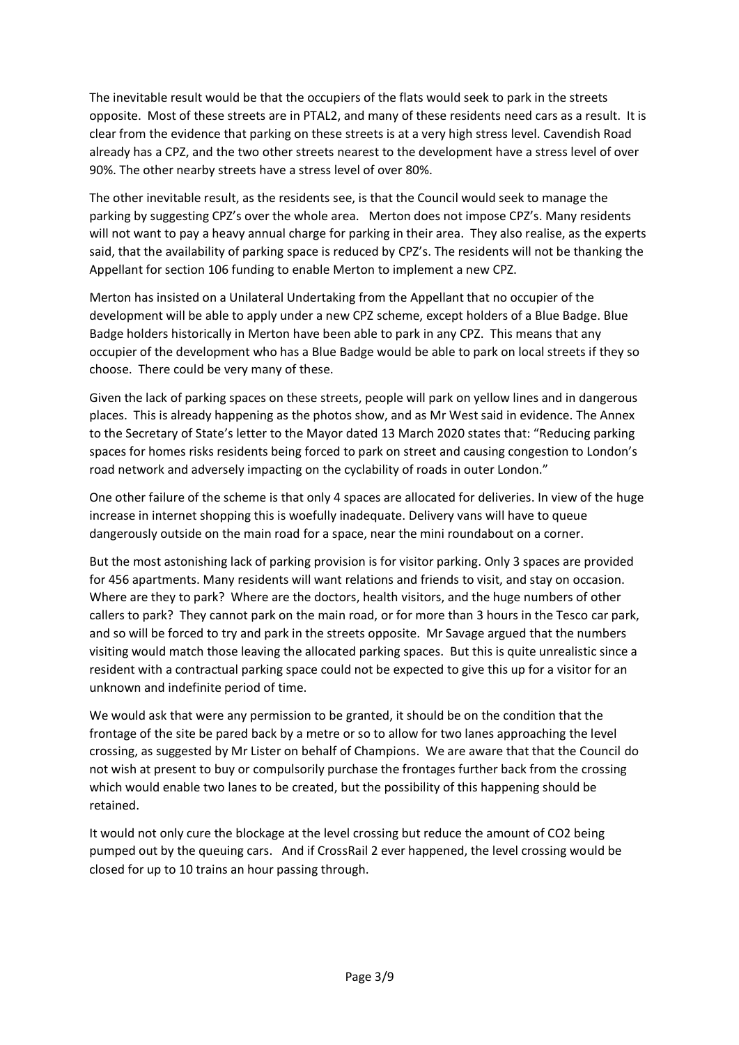The inevitable result would be that the occupiers of the flats would seek to park in the streets opposite. Most of these streets are in PTAL2, and many of these residents need cars as a result. It is clear from the evidence that parking on these streets is at a very high stress level. Cavendish Road already has a CPZ, and the two other streets nearest to the development have a stress level of over 90%. The other nearby streets have a stress level of over 80%.

The other inevitable result, as the residents see, is that the Council would seek to manage the parking by suggesting CPZ's over the whole area. Merton does not impose CPZ's. Many residents will not want to pay a heavy annual charge for parking in their area. They also realise, as the experts said, that the availability of parking space is reduced by CPZ's. The residents will not be thanking the Appellant for section 106 funding to enable Merton to implement a new CPZ.

Merton has insisted on a Unilateral Undertaking from the Appellant that no occupier of the development will be able to apply under a new CPZ scheme, except holders of a Blue Badge. Blue Badge holders historically in Merton have been able to park in any CPZ. This means that any occupier of the development who has a Blue Badge would be able to park on local streets if they so choose. There could be very many of these.

Given the lack of parking spaces on these streets, people will park on yellow lines and in dangerous places. This is already happening as the photos show, and as Mr West said in evidence. The Annex to the Secretary of State's letter to the Mayor dated 13 March 2020 states that: "Reducing parking spaces for homes risks residents being forced to park on street and causing congestion to London's road network and adversely impacting on the cyclability of roads in outer London."

One other failure of the scheme is that only 4 spaces are allocated for deliveries. In view of the huge increase in internet shopping this is woefully inadequate. Delivery vans will have to queue dangerously outside on the main road for a space, near the mini roundabout on a corner.

But the most astonishing lack of parking provision is for visitor parking. Only 3 spaces are provided for 456 apartments. Many residents will want relations and friends to visit, and stay on occasion. Where are they to park? Where are the doctors, health visitors, and the huge numbers of other callers to park? They cannot park on the main road, or for more than 3 hours in the Tesco car park, and so will be forced to try and park in the streets opposite. Mr Savage argued that the numbers visiting would match those leaving the allocated parking spaces. But this is quite unrealistic since a resident with a contractual parking space could not be expected to give this up for a visitor for an unknown and indefinite period of time.

We would ask that were any permission to be granted, it should be on the condition that the frontage of the site be pared back by a metre or so to allow for two lanes approaching the level crossing, as suggested by Mr Lister on behalf of Champions. We are aware that that the Council do not wish at present to buy or compulsorily purchase the frontages further back from the crossing which would enable two lanes to be created, but the possibility of this happening should be retained.

It would not only cure the blockage at the level crossing but reduce the amount of $CO_2$ being pumped out by the queuing cars. And if CrossRail 2 ever happened, the level crossing would be closed for up to 10 trains an hour passing through.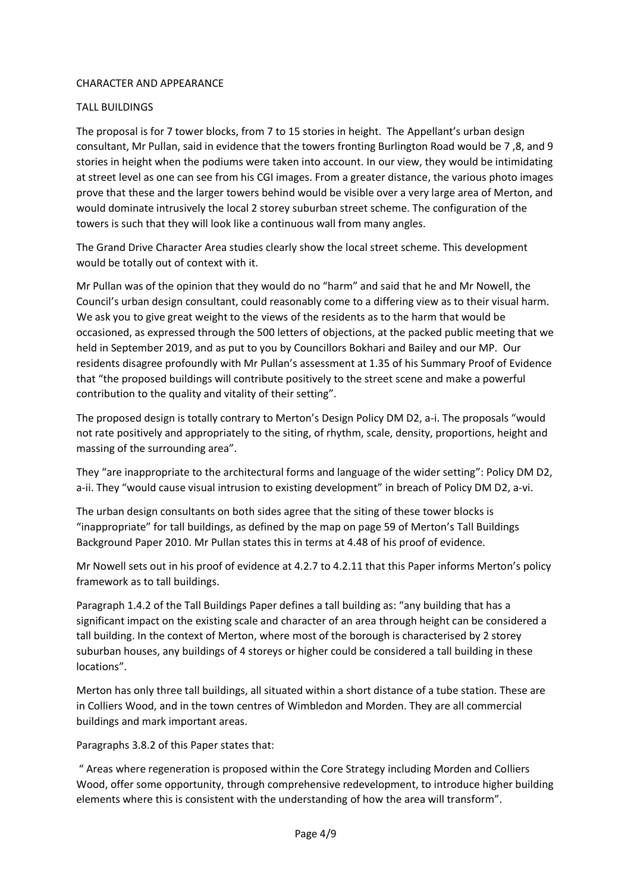## CHARACTER AND APPEARANCE

### TALL BUILDINGS

The proposal is for 7 tower blocks, from 7 to 15 stories in height. The Appellant's urban design consultant, Mr Pullan, said in evidence that the towers fronting Burlington Road would be 7 ,8, and 9 stories in height when the podiums were taken into account. In our view, they would be intimidating at street level as one can see from his CGI images. From a greater distance, the various photo images prove that these and the larger towers behind would be visible over a very large area of Merton, and would dominate intrusively the local 2 storey suburban street scheme. The configuration of the towers is such that they will look like a continuous wall from many angles.

The Grand Drive Character Area studies clearly show the local street scheme. This development would be totally out of context with it.

Mr Pullan was of the opinion that they would do no "harm" and said that he and Mr Nowell, the Council's urban design consultant, could reasonably come to a differing view as to their visual harm. We ask you to give great weight to the views of the residents as to the harm that would be occasioned, as expressed through the 500 letters of objections, at the packed public meeting that we held in September 2019, and as put to you by Councillors Bokhari and Bailey and our MP. Our residents disagree profoundly with Mr Pullan's assessment at 1.35 of his Summary Proof of Evidence that "the proposed buildings will contribute positively to the street scene and make a powerful contribution to the quality and vitality of their setting".

The proposed design is totally contrary to Merton's Design Policy DM D2, a-i. The proposals "would not rate positively and appropriately to the siting, of rhythm, scale, density, proportions, height and massing of the surrounding area".

They "are inappropriate to the architectural forms and language of the wider setting": Policy DM D2, a-ii. They "would cause visual intrusion to existing development" in breach of Policy DM D2, a-vi.

The urban design consultants on both sides agree that the siting of these tower blocks is "inappropriate" for tall buildings, as defined by the map on page 59 of Merton's Tall Buildings Background Paper 2010. Mr Pullan states this in terms at 4.48 of his proof of evidence.

Mr Nowell sets out in his proof of evidence at 4.2.7 to 4.2.11 that this Paper informs Merton's policy framework as to tall buildings.

Paragraph 1.4.2 of the Tall Buildings Paper defines a tall building as: "any building that has a significant impact on the existing scale and character of an area through height can be considered a tall building. In the context of Merton, where most of the borough is characterised by 2 storey suburban houses, any buildings of 4 storeys or higher could be considered a tall building in these locations".

Merton has only three tall buildings, all situated within a short distance of a tube station. These are in Colliers Wood, and in the town centres of Wimbledon and Morden. They are all commercial buildings and mark important areas.

Paragraphs 3.8.2 of this Paper states that:

" Areas where regeneration is proposed within the Core Strategy including Morden and Colliers Wood, offer some opportunity, through comprehensive redevelopment, to introduce higher building elements where this is consistent with the understanding of how the area will transform".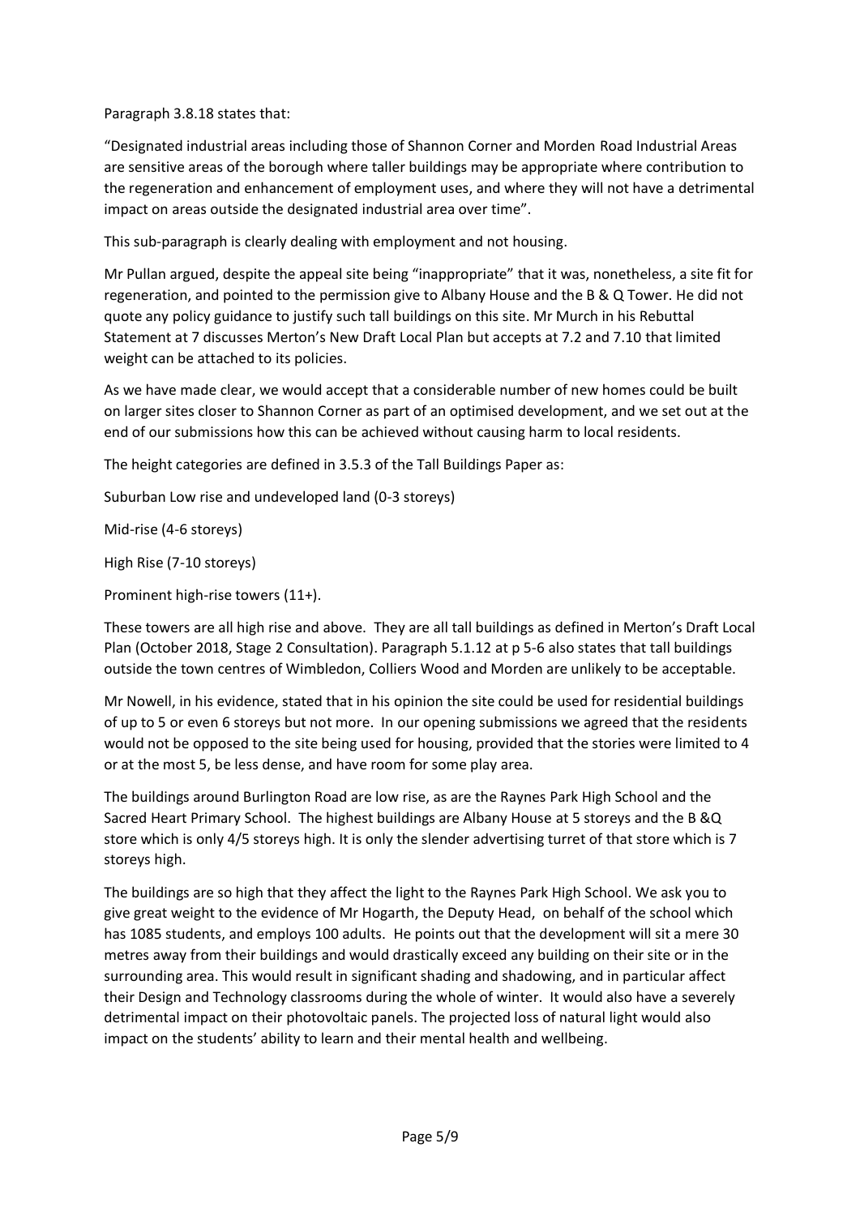Paragraph 3.8.18 states that:

"Designated industrial areas including those of Shannon Corner and Morden Road Industrial Areas are sensitive areas of the borough where taller buildings may be appropriate where contribution to the regeneration and enhancement of employment uses, and where they will not have a detrimental impact on areas outside the designated industrial area over time".

This sub-paragraph is clearly dealing with employment and not housing.

Mr Pullan argued, despite the appeal site being "inappropriate" that it was, nonetheless, a site fit for regeneration, and pointed to the permission give to Albany House and the B & Q Tower. He did not quote any policy guidance to justify such tall buildings on this site. Mr Murch in his Rebuttal Statement at 7 discusses Merton's New Draft Local Plan but accepts at 7.2 and 7.10 that limited weight can be attached to its policies.

As we have made clear, we would accept that a considerable number of new homes could be built on larger sites closer to Shannon Corner as part of an optimised development, and we set out at the end of our submissions how this can be achieved without causing harm to local residents.

The height categories are defined in 3.5.3 of the Tall Buildings Paper as:

Suburban Low rise and undeveloped land (0-3 storeys)

Mid-rise (4-6 storeys)

High Rise (7-10 storeys)

Prominent high-rise towers (11+).

These towers are all high rise and above. They are all tall buildings as defined in Merton's Draft Local Plan (October 2018, Stage 2 Consultation). Paragraph 5.1.12 at p 5-6 also states that tall buildings outside the town centres of Wimbledon, Colliers Wood and Morden are unlikely to be acceptable.

Mr Nowell, in his evidence, stated that in his opinion the site could be used for residential buildings of up to 5 or even 6 storeys but not more. In our opening submissions we agreed that the residents would not be opposed to the site being used for housing, provided that the stories were limited to 4 or at the most 5, be less dense, and have room for some play area.

The buildings around Burlington Road are low rise, as are the Raynes Park High School and the Sacred Heart Primary School. The highest buildings are Albany House at 5 storeys and the B &Q store which is only 4/5 storeys high. It is only the slender advertising turret of that store which is 7 storeys high.

The buildings are so high that they affect the light to the Raynes Park High School. We ask you to give great weight to the evidence of Mr Hogarth, the Deputy Head, on behalf of the school which has 1085 students, and employs 100 adults. He points out that the development will sit a mere 30 metres away from their buildings and would drastically exceed any building on their site or in the surrounding area. This would result in significant shading and shadowing, and in particular affect their Design and Technology classrooms during the whole of winter. It would also have a severely detrimental impact on their photovoltaic panels. The projected loss of natural light would also impact on the students' ability to learn and their mental health and wellbeing.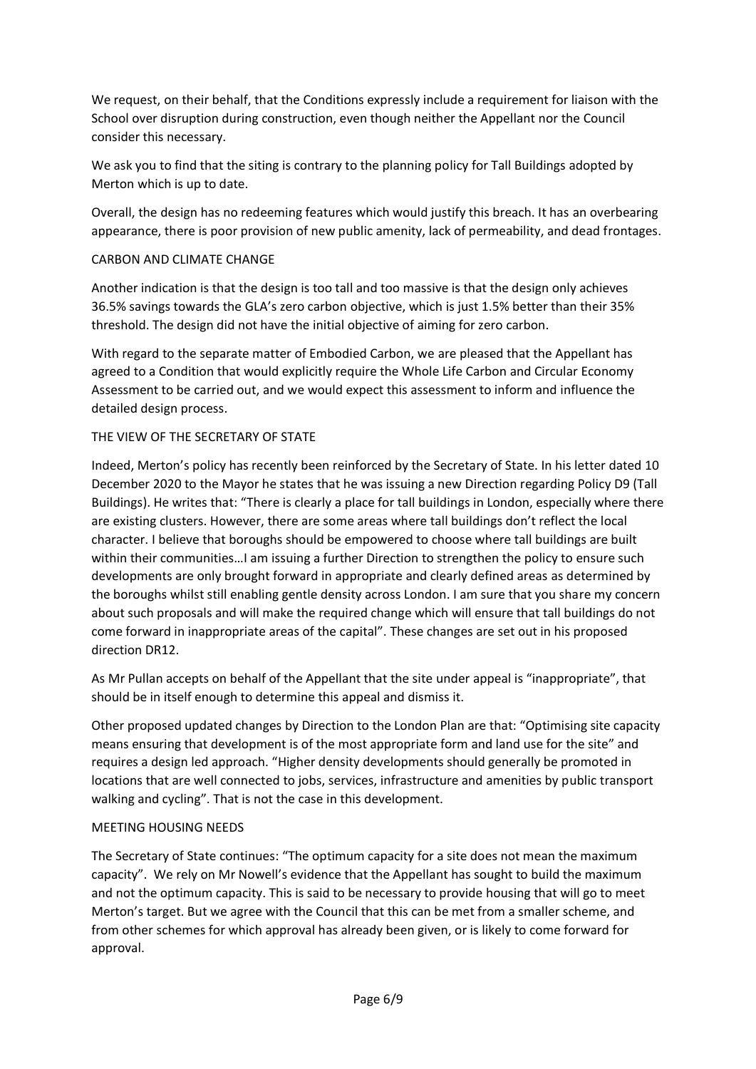We request, on their behalf, that the Conditions expressly include a requirement for liaison with the School over disruption during construction, even though neither the Appellant nor the Council consider this necessary.

We ask you to find that the siting is contrary to the planning policy for Tall Buildings adopted by Merton which is up to date.

Overall, the design has no redeeming features which would justify this breach. It has an overbearing appearance, there is poor provision of new public amenity, lack of permeability, and dead frontages.

## CARBON AND CLIMATE CHANGE

Another indication is that the design is too tall and too massive is that the design only achieves 36.5% savings towards the GLA's zero carbon objective, which is just 1.5% better than their 35% threshold. The design did not have the initial objective of aiming for zero carbon.

With regard to the separate matter of Embodied Carbon, we are pleased that the Appellant has agreed to a Condition that would explicitly require the Whole Life Carbon and Circular Economy Assessment to be carried out, and we would expect this assessment to inform and influence the detailed design process.

## THE VIEW OF THE SECRETARY OF STATE

Indeed, Merton's policy has recently been reinforced by the Secretary of State. In his letter dated 10 December 2020 to the Mayor he states that he was issuing a new Direction regarding Policy D9 (Tall Buildings). He writes that: "There is clearly a place for tall buildings in London, especially where there are existing clusters. However, there are some areas where tall buildings don't reflect the local character. I believe that boroughs should be empowered to choose where tall buildings are built within their communities…I am issuing a further Direction to strengthen the policy to ensure such developments are only brought forward in appropriate and clearly defined areas as determined by the boroughs whilst still enabling gentle density across London. I am sure that you share my concern about such proposals and will make the required change which will ensure that tall buildings do not come forward in inappropriate areas of the capital". These changes are set out in his proposed direction DR12.

As Mr Pullan accepts on behalf of the Appellant that the site under appeal is "inappropriate", that should be in itself enough to determine this appeal and dismiss it.

Other proposed updated changes by Direction to the London Plan are that: "Optimising site capacity means ensuring that development is of the most appropriate form and land use for the site" and requires a design led approach. "Higher density developments should generally be promoted in locations that are well connected to jobs, services, infrastructure and amenities by public transport walking and cycling". That is not the case in this development.

## MEETING HOUSING NEEDS

The Secretary of State continues: "The optimum capacity for a site does not mean the maximum capacity". We rely on Mr Nowell's evidence that the Appellant has sought to build the maximum and not the optimum capacity. This is said to be necessary to provide housing that will go to meet Merton's target. But we agree with the Council that this can be met from a smaller scheme, and from other schemes for which approval has already been given, or is likely to come forward for approval.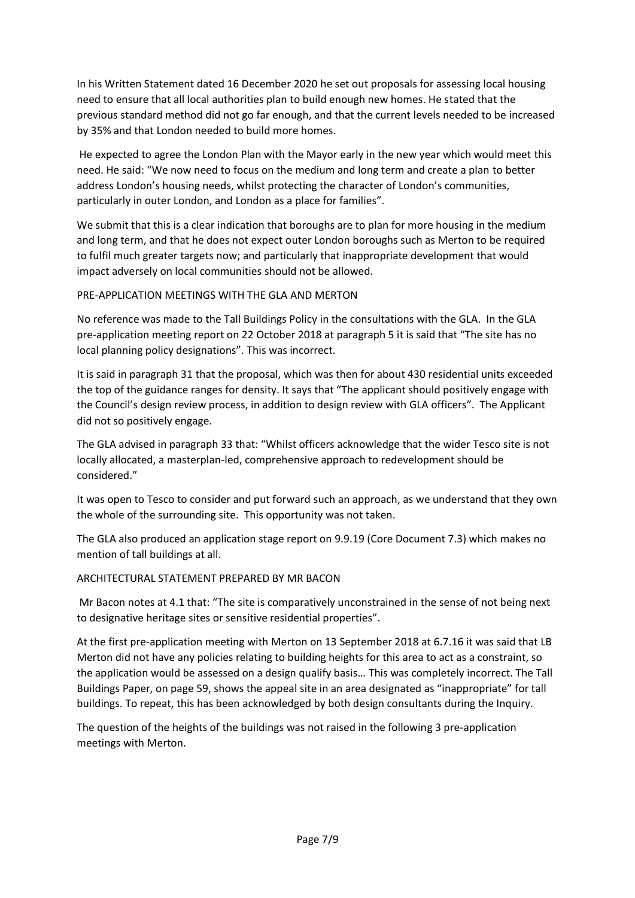In his Written Statement dated 16 December 2020 he set out proposals for assessing local housing need to ensure that all local authorities plan to build enough new homes. He stated that the previous standard method did not go far enough, and that the current levels needed to be increased by 35% and that London needed to build more homes.

He expected to agree the London Plan with the Mayor early in the new year which would meet this need. He said: "We now need to focus on the medium and long term and create a plan to better address London's housing needs, whilst protecting the character of London's communities, particularly in outer London, and London as a place for families".

We submit that this is a clear indication that boroughs are to plan for more housing in the medium and long term, and that he does not expect outer London boroughs such as Merton to be required to fulfil much greater targets now; and particularly that inappropriate development that would impact adversely on local communities should not be allowed.

PRE-APPLICATION MEETINGS WITH THE GLA AND MERTON

No reference was made to the Tall Buildings Policy in the consultations with the GLA. In the GLA pre-application meeting report on 22 October 2018 at paragraph 5 it is said that "The site has no local planning policy designations". This was incorrect.

It is said in paragraph 31 that the proposal, which was then for about 430 residential units exceeded the top of the guidance ranges for density. It says that "The applicant should positively engage with the Council's design review process, in addition to design review with GLA officers". The Applicant did not so positively engage.

The GLA advised in paragraph 33 that: "Whilst officers acknowledge that the wider Tesco site is not locally allocated, a masterplan-led, comprehensive approach to redevelopment should be considered."

It was open to Tesco to consider and put forward such an approach, as we understand that they own the whole of the surrounding site. This opportunity was not taken.

The GLA also produced an application stage report on 9.9.19 (Core Document 7.3) which makes no mention of tall buildings at all.

ARCHITECTURAL STATEMENT PREPARED BY MR BACON

Mr Bacon notes at 4.1 that: "The site is comparatively unconstrained in the sense of not being next to designative heritage sites or sensitive residential properties".

At the first pre-application meeting with Merton on 13 September 2018 at 6.7.16 it was said that LB Merton did not have any policies relating to building heights for this area to act as a constraint, so the application would be assessed on a design qualify basis… This was completely incorrect. The Tall Buildings Paper, on page 59, shows the appeal site in an area designated as "inappropriate" for tall buildings. To repeat, this has been acknowledged by both design consultants during the Inquiry.

The question of the heights of the buildings was not raised in the following 3 pre-application meetings with Merton.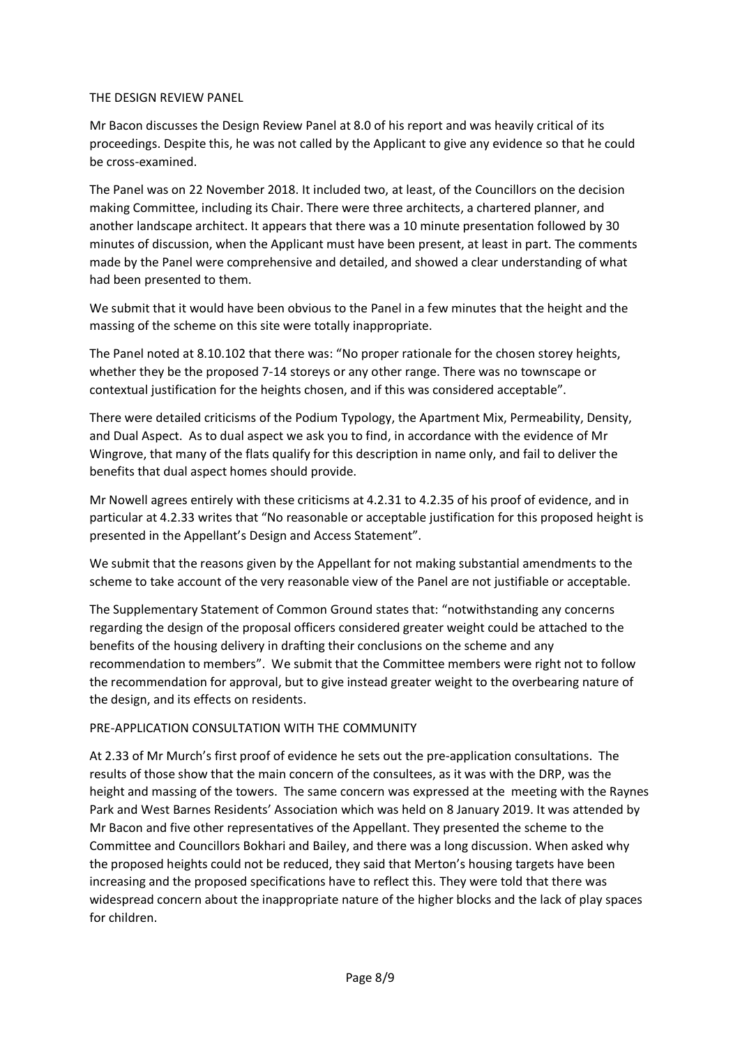## THE DESIGN REVIEW PANEL

Mr Bacon discusses the Design Review Panel at 8.0 of his report and was heavily critical of its proceedings. Despite this, he was not called by the Applicant to give any evidence so that he could be cross-examined.

The Panel was on 22 November 2018. It included two, at least, of the Councillors on the decision making Committee, including its Chair. There were three architects, a chartered planner, and another landscape architect. It appears that there was a 10 minute presentation followed by 30 minutes of discussion, when the Applicant must have been present, at least in part. The comments made by the Panel were comprehensive and detailed, and showed a clear understanding of what had been presented to them.

We submit that it would have been obvious to the Panel in a few minutes that the height and the massing of the scheme on this site were totally inappropriate.

The Panel noted at 8.10.102 that there was: "No proper rationale for the chosen storey heights, whether they be the proposed 7-14 storeys or any other range. There was no townscape or contextual justification for the heights chosen, and if this was considered acceptable".

There were detailed criticisms of the Podium Typology, the Apartment Mix, Permeability, Density, and Dual Aspect. As to dual aspect we ask you to find, in accordance with the evidence of Mr Wingrove, that many of the flats qualify for this description in name only, and fail to deliver the benefits that dual aspect homes should provide.

Mr Nowell agrees entirely with these criticisms at 4.2.31 to 4.2.35 of his proof of evidence, and in particular at 4.2.33 writes that "No reasonable or acceptable justification for this proposed height is presented in the Appellant's Design and Access Statement".

We submit that the reasons given by the Appellant for not making substantial amendments to the scheme to take account of the very reasonable view of the Panel are not justifiable or acceptable.

The Supplementary Statement of Common Ground states that: "notwithstanding any concerns regarding the design of the proposal officers considered greater weight could be attached to the benefits of the housing delivery in drafting their conclusions on the scheme and any recommendation to members". We submit that the Committee members were right not to follow the recommendation for approval, but to give instead greater weight to the overbearing nature of the design, and its effects on residents.

## PRE-APPLICATION CONSULTATION WITH THE COMMUNITY

At 2.33 of Mr Murch's first proof of evidence he sets out the pre-application consultations. The results of those show that the main concern of the consultees, as it was with the DRP, was the height and massing of the towers. The same concern was expressed at the meeting with the Raynes Park and West Barnes Residents' Association which was held on 8 January 2019. It was attended by Mr Bacon and five other representatives of the Appellant. They presented the scheme to the Committee and Councillors Bokhari and Bailey, and there was a long discussion. When asked why the proposed heights could not be reduced, they said that Merton's housing targets have been increasing and the proposed specifications have to reflect this. They were told that there was widespread concern about the inappropriate nature of the higher blocks and the lack of play spaces for children.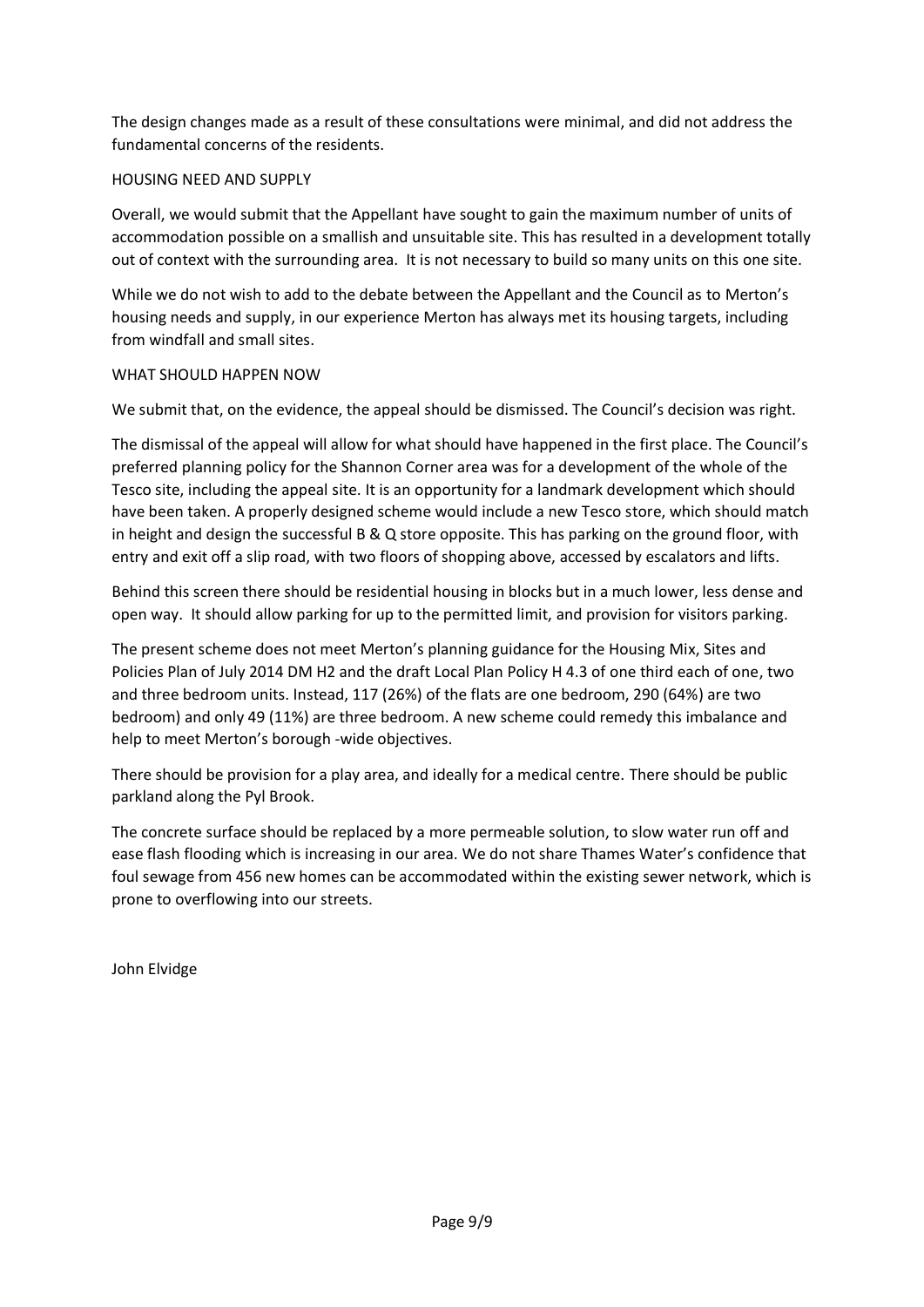The design changes made as a result of these consultations were minimal, and did not address the fundamental concerns of the residents.

HOUSING NEED AND SUPPLY

Overall, we would submit that the Appellant have sought to gain the maximum number of units of accommodation possible on a smallish and unsuitable site. This has resulted in a development totally out of context with the surrounding area. It is not necessary to build so many units on this one site.

While we do not wish to add to the debate between the Appellant and the Council as to Merton's housing needs and supply, in our experience Merton has always met its housing targets, including from windfall and small sites.

WHAT SHOULD HAPPEN NOW

We submit that, on the evidence, the appeal should be dismissed. The Council's decision was right.

The dismissal of the appeal will allow for what should have happened in the first place. The Council's preferred planning policy for the Shannon Corner area was for a development of the whole of the Tesco site, including the appeal site. It is an opportunity for a landmark development which should have been taken. A properly designed scheme would include a new Tesco store, which should match in height and design the successful B & Q store opposite. This has parking on the ground floor, with entry and exit off a slip road, with two floors of shopping above, accessed by escalators and lifts.

Behind this screen there should be residential housing in blocks but in a much lower, less dense and open way. It should allow parking for up to the permitted limit, and provision for visitors parking.

The present scheme does not meet Merton's planning guidance for the Housing Mix, Sites and Policies Plan of July 2014 DM H2 and the draft Local Plan Policy H 4.3 of one third each of one, two and three bedroom units. Instead, 117 (26%) of the flats are one bedroom, 290 (64%) are two bedroom) and only 49 (11%) are three bedroom. A new scheme could remedy this imbalance and help to meet Merton's borough -wide objectives.

There should be provision for a play area, and ideally for a medical centre. There should be public parkland along the Pyl Brook.

The concrete surface should be replaced by a more permeable solution, to slow water run off and ease flash flooding which is increasing in our area. We do not share Thames Water's confidence that foul sewage from 456 new homes can be accommodated within the existing sewer network, which is prone to overflowing into our streets.

John Elvidge